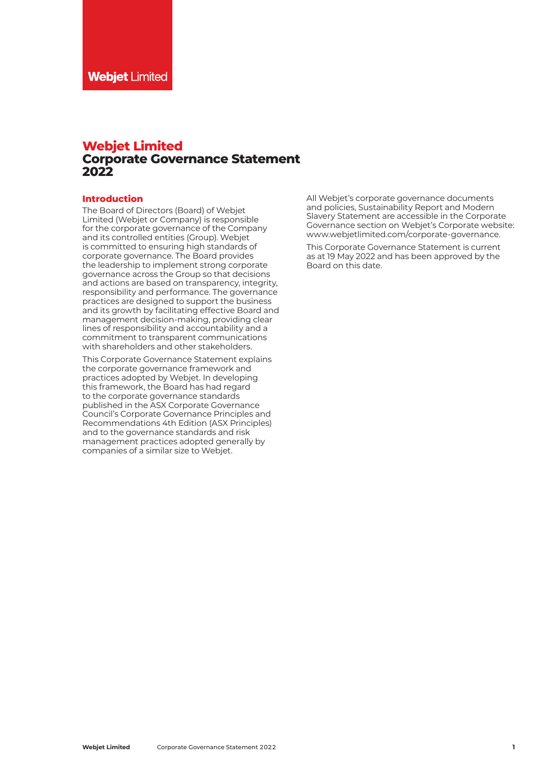Webjet Limited

# Webjet Limited
# Corporate Governance Statement 2022

## Introduction

The Board of Directors (Board) of Webjet Limited (Webjet or Company) is responsible for the corporate governance of the Company and its controlled entities (Group). Webjet is committed to ensuring high standards of corporate governance. The Board provides the leadership to implement strong corporate governance across the Group so that decisions and actions are based on transparency, integrity, responsibility and performance. The governance practices are designed to support the business and its growth by facilitating effective Board and management decision-making, providing clear lines of responsibility and accountability and a commitment to transparent communications with shareholders and other stakeholders.

This Corporate Governance Statement explains the corporate governance framework and practices adopted by Webjet. In developing this framework, the Board has had regard to the corporate governance standards published in the ASX Corporate Governance Council's Corporate Governance Principles and Recommendations 4th Edition (ASX Principles) and to the governance standards and risk management practices adopted generally by companies of a similar size to Webjet.

All Webjet's corporate governance documents and policies, Sustainability Report and Modern Slavery Statement are accessible in the Corporate Governance section on Webjet's Corporate website: www.webjetlimited.com/corporate-governance.

This Corporate Governance Statement is current as at 19 May 2022 and has been approved by the Board on this date.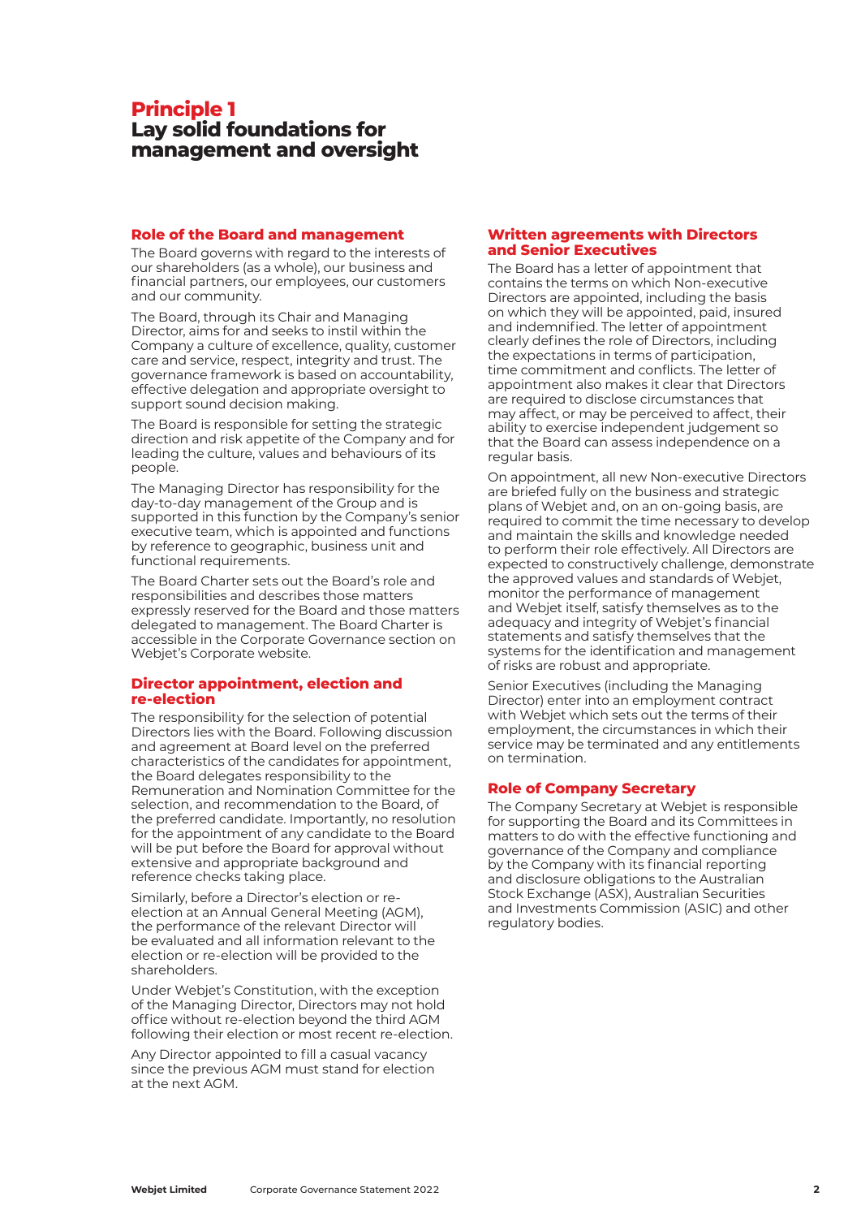# Principle 1
# Lay solid foundations for management and oversight

## Role of the Board and management

The Board governs with regard to the interests of our shareholders (as a whole), our business and financial partners, our employees, our customers and our community.

The Board, through its Chair and Managing Director, aims for and seeks to instil within the Company a culture of excellence, quality, customer care and service, respect, integrity and trust. The governance framework is based on accountability, effective delegation and appropriate oversight to support sound decision making.

The Board is responsible for setting the strategic direction and risk appetite of the Company and for leading the culture, values and behaviours of its people.

The Managing Director has responsibility for the day-to-day management of the Group and is supported in this function by the Company's senior executive team, which is appointed and functions by reference to geographic, business unit and functional requirements.

The Board Charter sets out the Board's role and responsibilities and describes those matters expressly reserved for the Board and those matters delegated to management. The Board Charter is accessible in the Corporate Governance section on Webjet's Corporate website.

## Director appointment, election and re-election

The responsibility for the selection of potential Directors lies with the Board. Following discussion and agreement at Board level on the preferred characteristics of the candidates for appointment, the Board delegates responsibility to the Remuneration and Nomination Committee for the selection, and recommendation to the Board, of the preferred candidate. Importantly, no resolution for the appointment of any candidate to the Board will be put before the Board for approval without extensive and appropriate background and reference checks taking place.

Similarly, before a Director's election or re-election at an Annual General Meeting (AGM), the performance of the relevant Director will be evaluated and all information relevant to the election or re-election will be provided to the shareholders.

Under Webjet's Constitution, with the exception of the Managing Director, Directors may not hold office without re-election beyond the third AGM following their election or most recent re-election.

Any Director appointed to fill a casual vacancy since the previous AGM must stand for election at the next AGM.

## Written agreements with Directors and Senior Executives

The Board has a letter of appointment that contains the terms on which Non-executive Directors are appointed, including the basis on which they will be appointed, paid, insured and indemnified. The letter of appointment clearly defines the role of Directors, including the expectations in terms of participation, time commitment and conflicts. The letter of appointment also makes it clear that Directors are required to disclose circumstances that may affect, or may be perceived to affect, their ability to exercise independent judgement so that the Board can assess independence on a regular basis.

On appointment, all new Non-executive Directors are briefed fully on the business and strategic plans of Webjet and, on an on-going basis, are required to commit the time necessary to develop and maintain the skills and knowledge needed to perform their role effectively. All Directors are expected to constructively challenge, demonstrate the approved values and standards of Webjet, monitor the performance of management and Webjet itself, satisfy themselves as to the adequacy and integrity of Webjet's financial statements and satisfy themselves that the systems for the identification and management of risks are robust and appropriate.

Senior Executives (including the Managing Director) enter into an employment contract with Webjet which sets out the terms of their employment, the circumstances in which their service may be terminated and any entitlements on termination.

## Role of Company Secretary

The Company Secretary at Webjet is responsible for supporting the Board and its Committees in matters to do with the effective functioning and governance of the Company and compliance by the Company with its financial reporting and disclosure obligations to the Australian Stock Exchange (ASX), Australian Securities and Investments Commission (ASIC) and other regulatory bodies.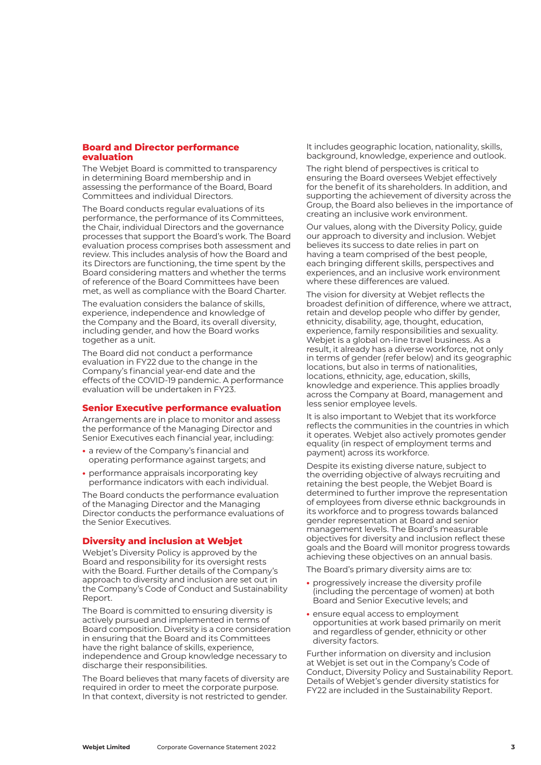## Board and Director performance evaluation

The Webjet Board is committed to transparency in determining Board membership and in assessing the performance of the Board, Board Committees and individual Directors.

The Board conducts regular evaluations of its performance, the performance of its Committees, the Chair, individual Directors and the governance processes that support the Board's work. The Board evaluation process comprises both assessment and review. This includes analysis of how the Board and its Directors are functioning, the time spent by the Board considering matters and whether the terms of reference of the Board Committees have been met, as well as compliance with the Board Charter.

The evaluation considers the balance of skills, experience, independence and knowledge of the Company and the Board, its overall diversity, including gender, and how the Board works together as a unit.

The Board did not conduct a performance evaluation in FY22 due to the change in the Company's financial year-end date and the effects of the COVID-19 pandemic. A performance evaluation will be undertaken in FY23.

## Senior Executive performance evaluation

Arrangements are in place to monitor and assess the performance of the Managing Director and Senior Executives each financial year, including:

- a review of the Company's financial and operating performance against targets; and
- performance appraisals incorporating key performance indicators with each individual.

The Board conducts the performance evaluation of the Managing Director and the Managing Director conducts the performance evaluations of the Senior Executives.

## Diversity and inclusion at Webjet

Webjet's Diversity Policy is approved by the Board and responsibility for its oversight rests with the Board. Further details of the Company's approach to diversity and inclusion are set out in the Company's Code of Conduct and Sustainability Report.

The Board is committed to ensuring diversity is actively pursued and implemented in terms of Board composition. Diversity is a core consideration in ensuring that the Board and its Committees have the right balance of skills, experience, independence and Group knowledge necessary to discharge their responsibilities.

The Board believes that many facets of diversity are required in order to meet the corporate purpose. In that context, diversity is not restricted to gender. It includes geographic location, nationality, skills, background, knowledge, experience and outlook.

The right blend of perspectives is critical to ensuring the Board oversees Webjet effectively for the benefit of its shareholders. In addition, and supporting the achievement of diversity across the Group, the Board also believes in the importance of creating an inclusive work environment.

Our values, along with the Diversity Policy, guide our approach to diversity and inclusion. Webjet believes its success to date relies in part on having a team comprised of the best people, each bringing different skills, perspectives and experiences, and an inclusive work environment where these differences are valued.

The vision for diversity at Webjet reflects the broadest definition of difference, where we attract, retain and develop people who differ by gender, ethnicity, disability, age, thought, education, experience, family responsibilities and sexuality. Webjet is a global on-line travel business. As a result, it already has a diverse workforce, not only in terms of gender (refer below) and its geographic locations, but also in terms of nationalities, locations, ethnicity, age, education, skills, knowledge and experience. This applies broadly across the Company at Board, management and less senior employee levels.

It is also important to Webjet that its workforce reflects the communities in the countries in which it operates. Webjet also actively promotes gender equality (in respect of employment terms and payment) across its workforce.

Despite its existing diverse nature, subject to the overriding objective of always recruiting and retaining the best people, the Webjet Board is determined to further improve the representation of employees from diverse ethnic backgrounds in its workforce and to progress towards balanced gender representation at Board and senior management levels. The Board's measurable objectives for diversity and inclusion reflect these goals and the Board will monitor progress towards achieving these objectives on an annual basis.

The Board's primary diversity aims are to:

- progressively increase the diversity profile (including the percentage of women) at both Board and Senior Executive levels; and
- ensure equal access to employment opportunities at work based primarily on merit and regardless of gender, ethnicity or other diversity factors.

Further information on diversity and inclusion at Webjet is set out in the Company's Code of Conduct, Diversity Policy and Sustainability Report. Details of Webjet's gender diversity statistics for FY22 are included in the Sustainability Report.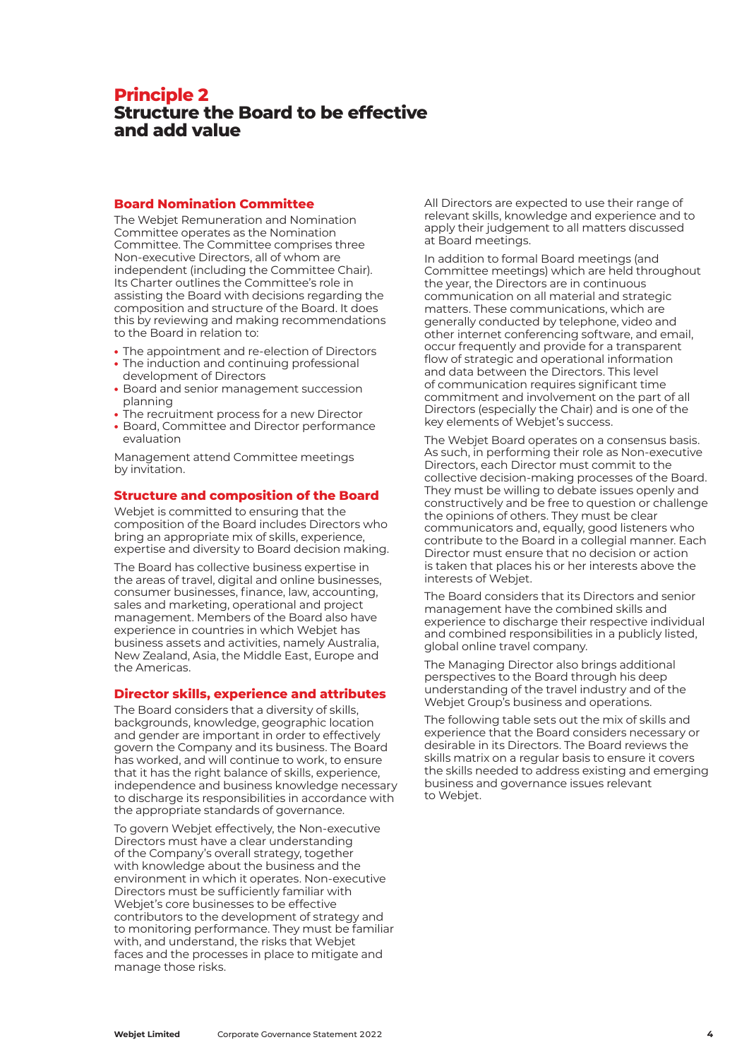# Principle 2
## Structure the Board to be effective and add value

### Board Nomination Committee

The Webjet Remuneration and Nomination Committee operates as the Nomination Committee. The Committee comprises three Non-executive Directors, all of whom are independent (including the Committee Chair). Its Charter outlines the Committee's role in assisting the Board with decisions regarding the composition and structure of the Board. It does this by reviewing and making recommendations to the Board in relation to:

- The appointment and re-election of Directors
- The induction and continuing professional development of Directors
- Board and senior management succession planning
- The recruitment process for a new Director
- Board, Committee and Director performance evaluation

Management attend Committee meetings by invitation.

### Structure and composition of the Board

Webjet is committed to ensuring that the composition of the Board includes Directors who bring an appropriate mix of skills, experience, expertise and diversity to Board decision making.

The Board has collective business expertise in the areas of travel, digital and online businesses, consumer businesses, finance, law, accounting, sales and marketing, operational and project management. Members of the Board also have experience in countries in which Webjet has business assets and activities, namely Australia, New Zealand, Asia, the Middle East, Europe and the Americas.

### Director skills, experience and attributes

The Board considers that a diversity of skills, backgrounds, knowledge, geographic location and gender are important in order to effectively govern the Company and its business. The Board has worked, and will continue to work, to ensure that it has the right balance of skills, experience, independence and business knowledge necessary to discharge its responsibilities in accordance with the appropriate standards of governance.

To govern Webjet effectively, the Non-executive Directors must have a clear understanding of the Company's overall strategy, together with knowledge about the business and the environment in which it operates. Non-executive Directors must be sufficiently familiar with Webjet's core businesses to be effective contributors to the development of strategy and to monitoring performance. They must be familiar with, and understand, the risks that Webjet faces and the processes in place to mitigate and manage those risks.

All Directors are expected to use their range of relevant skills, knowledge and experience and to apply their judgement to all matters discussed at Board meetings.

In addition to formal Board meetings (and Committee meetings) which are held throughout the year, the Directors are in continuous communication on all material and strategic matters. These communications, which are generally conducted by telephone, video and other internet conferencing software, and email, occur frequently and provide for a transparent flow of strategic and operational information and data between the Directors. This level of communication requires significant time commitment and involvement on the part of all Directors (especially the Chair) and is one of the key elements of Webjet's success.

The Webjet Board operates on a consensus basis. As such, in performing their role as Non-executive Directors, each Director must commit to the collective decision-making processes of the Board. They must be willing to debate issues openly and constructively and be free to question or challenge the opinions of others. They must be clear communicators and, equally, good listeners who contribute to the Board in a collegial manner. Each Director must ensure that no decision or action is taken that places his or her interests above the interests of Webjet.

The Board considers that its Directors and senior management have the combined skills and experience to discharge their respective individual and combined responsibilities in a publicly listed, global online travel company.

The Managing Director also brings additional perspectives to the Board through his deep understanding of the travel industry and of the Webjet Group's business and operations.

The following table sets out the mix of skills and experience that the Board considers necessary or desirable in its Directors. The Board reviews the skills matrix on a regular basis to ensure it covers the skills needed to address existing and emerging business and governance issues relevant to Webjet.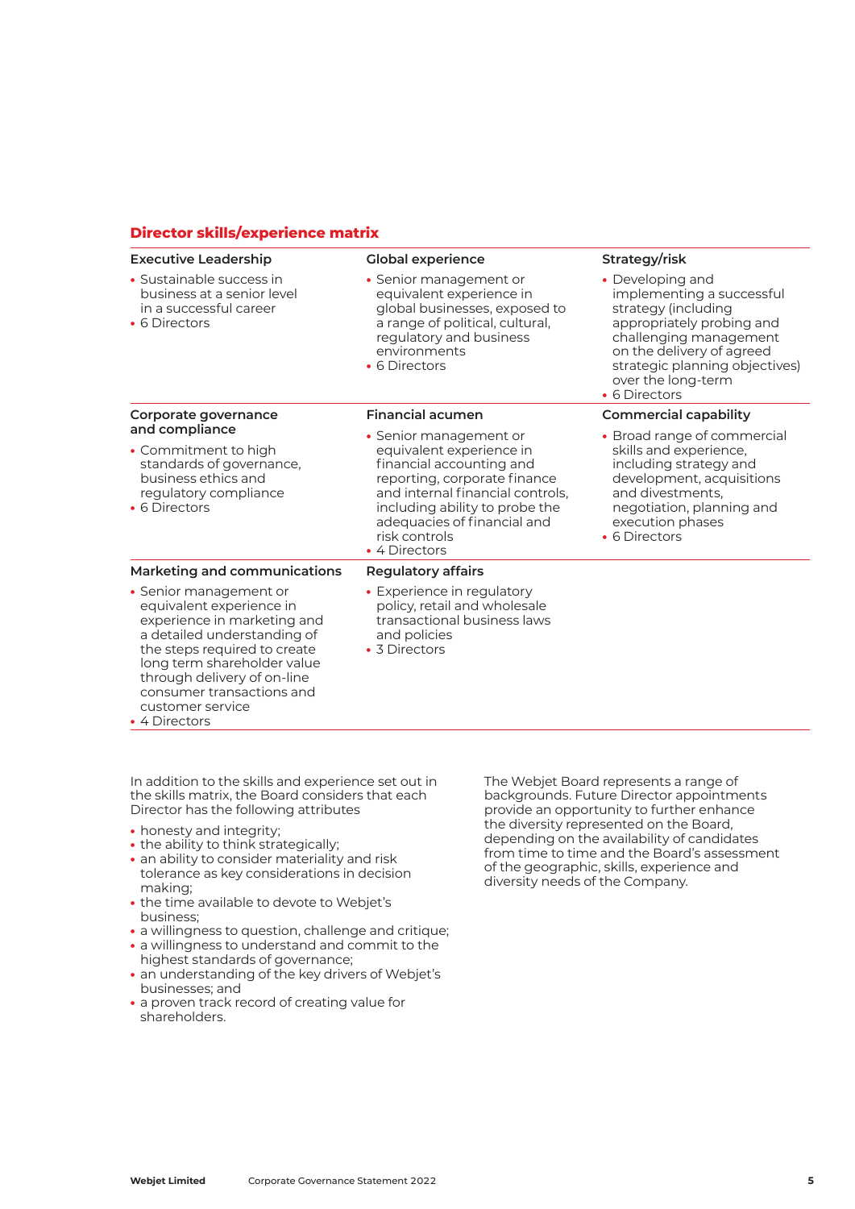## Director skills/experience matrix

### Executive Leadership
- Sustainable success in business at a senior level in a successful career
- 6 Directors

### Global experience
- Senior management or equivalent experience in global businesses, exposed to a range of political, cultural, regulatory and business environments
- 6 Directors

### Strategy/risk
- Developing and implementing a successful strategy (including appropriately probing and challenging management on the delivery of agreed strategic planning objectives) over the long-term
- 6 Directors

### Corporate governance and compliance
- Commitment to high standards of governance, business ethics and regulatory compliance
- 6 Directors

### Financial acumen
- Senior management or equivalent experience in financial accounting and reporting, corporate finance and internal financial controls, including ability to probe the adequacies of financial and risk controls
- 4 Directors

### Commercial capability
- Broad range of commercial skills and experience, including strategy and development, acquisitions and divestments, negotiation, planning and execution phases
- 6 Directors

### Marketing and communications
- Senior management or equivalent experience in experience in marketing and a detailed understanding of the steps required to create long term shareholder value through delivery of on-line consumer transactions and customer service
- 4 Directors

### Regulatory affairs
- Experience in regulatory policy, retail and wholesale transactional business laws and policies
- 3 Directors

In addition to the skills and experience set out in the skills matrix, the Board considers that each Director has the following attributes

- honesty and integrity;
- the ability to think strategically;
- an ability to consider materiality and risk tolerance as key considerations in decision making;
- the time available to devote to Webjet's business;
- a willingness to question, challenge and critique;
- a willingness to understand and commit to the highest standards of governance;
- an understanding of the key drivers of Webjet's businesses; and
- a proven track record of creating value for shareholders.

The Webjet Board represents a range of backgrounds. Future Director appointments provide an opportunity to further enhance the diversity represented on the Board, depending on the availability of candidates from time to time and the Board's assessment of the geographic, skills, experience and diversity needs of the Company.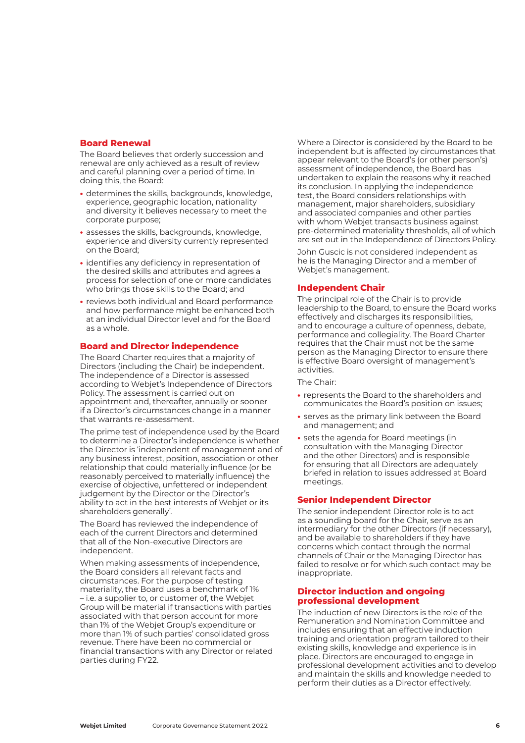## Board Renewal

The Board believes that orderly succession and renewal are only achieved as a result of review and careful planning over a period of time. In doing this, the Board:

- determines the skills, backgrounds, knowledge, experience, geographic location, nationality and diversity it believes necessary to meet the corporate purpose;
- assesses the skills, backgrounds, knowledge, experience and diversity currently represented on the Board;
- identifies any deficiency in representation of the desired skills and attributes and agrees a process for selection of one or more candidates who brings those skills to the Board; and
- reviews both individual and Board performance and how performance might be enhanced both at an individual Director level and for the Board as a whole.

## Board and Director independence

The Board Charter requires that a majority of Directors (including the Chair) be independent. The independence of a Director is assessed according to Webjet's Independence of Directors Policy. The assessment is carried out on appointment and, thereafter, annually or sooner if a Director's circumstances change in a manner that warrants re-assessment.

The prime test of independence used by the Board to determine a Director's independence is whether the Director is 'independent of management and of any business interest, position, association or other relationship that could materially influence (or be reasonably perceived to materially influence) the exercise of objective, unfettered or independent judgement by the Director or the Director's ability to act in the best interests of Webjet or its shareholders generally'.

The Board has reviewed the independence of each of the current Directors and determined that all of the Non-executive Directors are independent.

When making assessments of independence, the Board considers all relevant facts and circumstances. For the purpose of testing materiality, the Board uses a benchmark of 1% – i.e. a supplier to, or customer of, the Webjet Group will be material if transactions with parties associated with that person account for more than 1% of the Webjet Group's expenditure or more than 1% of such parties' consolidated gross revenue. There have been no commercial or financial transactions with any Director or related parties during FY22.

Where a Director is considered by the Board to be independent but is affected by circumstances that appear relevant to the Board's (or other person's) assessment of independence, the Board has undertaken to explain the reasons why it reached its conclusion. In applying the independence test, the Board considers relationships with management, major shareholders, subsidiary and associated companies and other parties with whom Webjet transacts business against pre-determined materiality thresholds, all of which are set out in the Independence of Directors Policy.

John Guscic is not considered independent as he is the Managing Director and a member of Webjet's management.

## Independent Chair

The principal role of the Chair is to provide leadership to the Board, to ensure the Board works effectively and discharges its responsibilities, and to encourage a culture of openness, debate, performance and collegiality. The Board Charter requires that the Chair must not be the same person as the Managing Director to ensure there is effective Board oversight of management's activities.

The Chair:

- represents the Board to the shareholders and communicates the Board's position on issues;
- serves as the primary link between the Board and management; and
- sets the agenda for Board meetings (in consultation with the Managing Director and the other Directors) and is responsible for ensuring that all Directors are adequately briefed in relation to issues addressed at Board meetings.

## Senior Independent Director

The senior independent Director role is to act as a sounding board for the Chair, serve as an intermediary for the other Directors (if necessary), and be available to shareholders if they have concerns which contact through the normal channels of Chair or the Managing Director has failed to resolve or for which such contact may be inappropriate.

## Director induction and ongoing professional development

The induction of new Directors is the role of the Remuneration and Nomination Committee and includes ensuring that an effective induction training and orientation program tailored to their existing skills, knowledge and experience is in place. Directors are encouraged to engage in professional development activities and to develop and maintain the skills and knowledge needed to perform their duties as a Director effectively.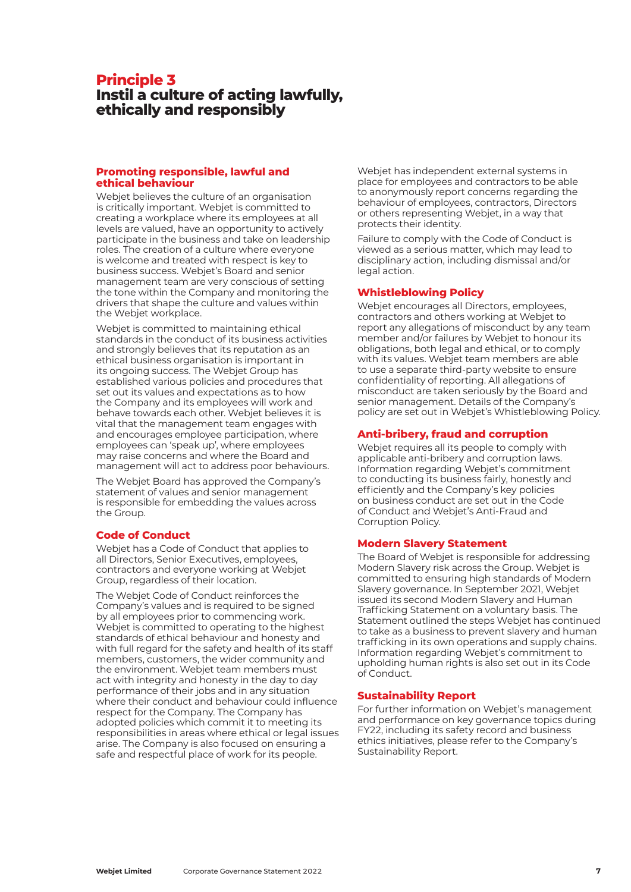# Principle 3
# Instil a culture of acting lawfully, ethically and responsibly

## Promoting responsible, lawful and ethical behaviour

Webjet believes the culture of an organisation is critically important. Webjet is committed to creating a workplace where its employees at all levels are valued, have an opportunity to actively participate in the business and take on leadership roles. The creation of a culture where everyone is welcome and treated with respect is key to business success. Webjet's Board and senior management team are very conscious of setting the tone within the Company and monitoring the drivers that shape the culture and values within the Webjet workplace.

Webjet is committed to maintaining ethical standards in the conduct of its business activities and strongly believes that its reputation as an ethical business organisation is important in its ongoing success. The Webjet Group has established various policies and procedures that set out its values and expectations as to how the Company and its employees will work and behave towards each other. Webjet believes it is vital that the management team engages with and encourages employee participation, where employees can 'speak up', where employees may raise concerns and where the Board and management will act to address poor behaviours.

The Webjet Board has approved the Company's statement of values and senior management is responsible for embedding the values across the Group.

## Code of Conduct

Webjet has a Code of Conduct that applies to all Directors, Senior Executives, employees, contractors and everyone working at Webjet Group, regardless of their location.

The Webjet Code of Conduct reinforces the Company's values and is required to be signed by all employees prior to commencing work. Webjet is committed to operating to the highest standards of ethical behaviour and honesty and with full regard for the safety and health of its staff members, customers, the wider community and the environment. Webjet team members must act with integrity and honesty in the day to day performance of their jobs and in any situation where their conduct and behaviour could influence respect for the Company. The Company has adopted policies which commit it to meeting its responsibilities in areas where ethical or legal issues arise. The Company is also focused on ensuring a safe and respectful place of work for its people.

Webjet has independent external systems in place for employees and contractors to be able to anonymously report concerns regarding the behaviour of employees, contractors, Directors or others representing Webjet, in a way that protects their identity.

Failure to comply with the Code of Conduct is viewed as a serious matter, which may lead to disciplinary action, including dismissal and/or legal action.

## Whistleblowing Policy

Webjet encourages all Directors, employees, contractors and others working at Webjet to report any allegations of misconduct by any team member and/or failures by Webjet to honour its obligations, both legal and ethical, or to comply with its values. Webjet team members are able to use a separate third-party website to ensure confidentiality of reporting. All allegations of misconduct are taken seriously by the Board and senior management. Details of the Company's policy are set out in Webjet's Whistleblowing Policy.

## Anti-bribery, fraud and corruption

Webjet requires all its people to comply with applicable anti-bribery and corruption laws. Information regarding Webjet's commitment to conducting its business fairly, honestly and efficiently and the Company's key policies on business conduct are set out in the Code of Conduct and Webjet's Anti-Fraud and Corruption Policy.

## Modern Slavery Statement

The Board of Webjet is responsible for addressing Modern Slavery risk across the Group. Webjet is committed to ensuring high standards of Modern Slavery governance. In September 2021, Webjet issued its second Modern Slavery and Human Trafficking Statement on a voluntary basis. The Statement outlined the steps Webjet has continued to take as a business to prevent slavery and human trafficking in its own operations and supply chains. Information regarding Webjet's commitment to upholding human rights is also set out in its Code of Conduct.

## Sustainability Report

For further information on Webjet's management and performance on key governance topics during FY22, including its safety record and business ethics initiatives, please refer to the Company's Sustainability Report.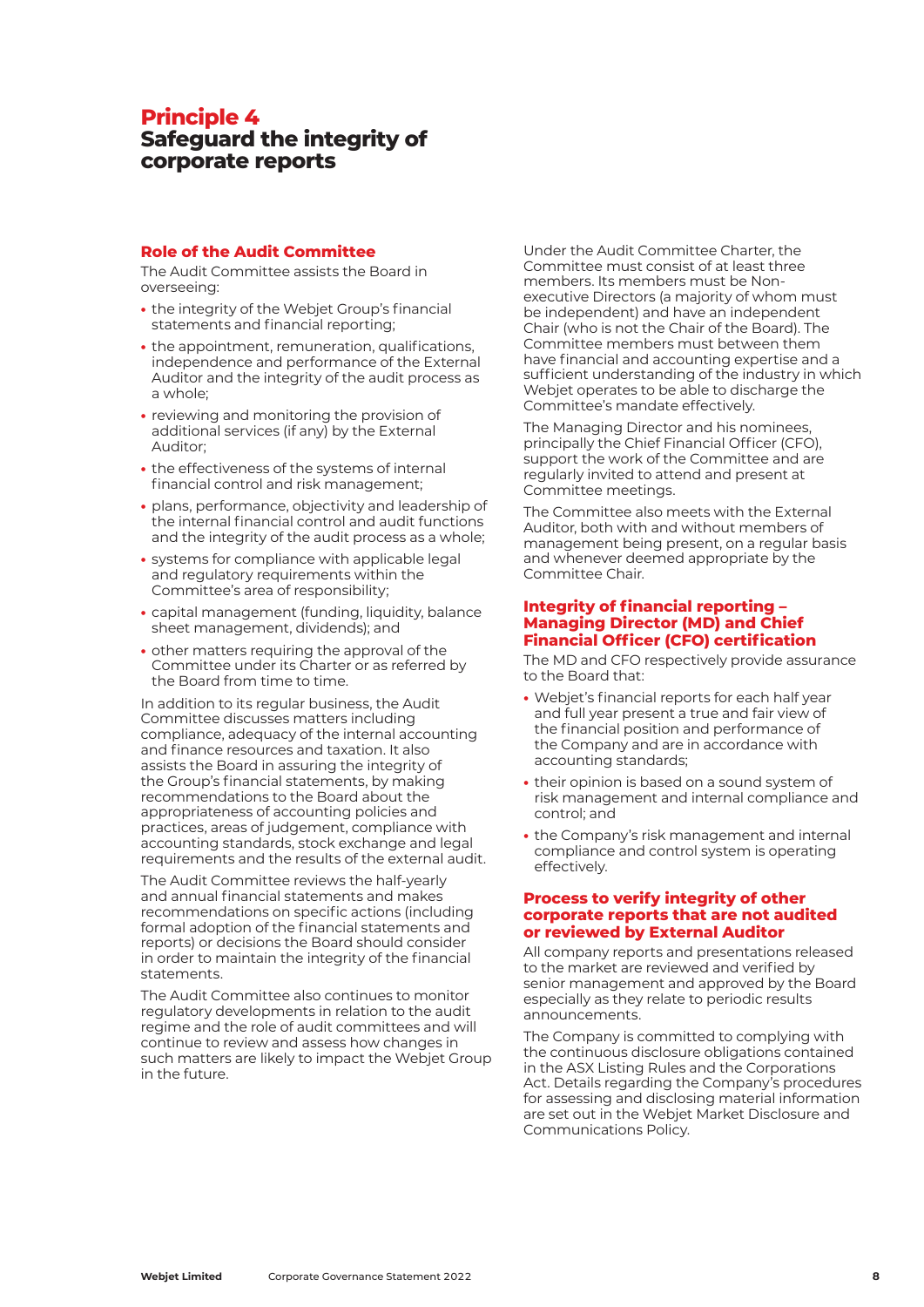# Principle 4
# Safeguard the integrity of corporate reports

## Role of the Audit Committee

The Audit Committee assists the Board in overseeing:

- the integrity of the Webjet Group's financial statements and financial reporting;
- the appointment, remuneration, qualifications, independence and performance of the External Auditor and the integrity of the audit process as a whole;
- reviewing and monitoring the provision of additional services (if any) by the External Auditor;
- the effectiveness of the systems of internal financial control and risk management;
- plans, performance, objectivity and leadership of the internal financial control and audit functions and the integrity of the audit process as a whole;
- systems for compliance with applicable legal and regulatory requirements within the Committee's area of responsibility;
- capital management (funding, liquidity, balance sheet management, dividends); and
- other matters requiring the approval of the Committee under its Charter or as referred by the Board from time to time.

In addition to its regular business, the Audit Committee discusses matters including compliance, adequacy of the internal accounting and finance resources and taxation. It also assists the Board in assuring the integrity of the Group's financial statements, by making recommendations to the Board about the appropriateness of accounting policies and practices, areas of judgement, compliance with accounting standards, stock exchange and legal requirements and the results of the external audit.

The Audit Committee reviews the half-yearly and annual financial statements and makes recommendations on specific actions (including formal adoption of the financial statements and reports) or decisions the Board should consider in order to maintain the integrity of the financial statements.

The Audit Committee also continues to monitor regulatory developments in relation to the audit regime and the role of audit committees and will continue to review and assess how changes in such matters are likely to impact the Webjet Group in the future.

Under the Audit Committee Charter, the Committee must consist of at least three members. Its members must be Non-executive Directors (a majority of whom must be independent) and have an independent Chair (who is not the Chair of the Board). The Committee members must between them have financial and accounting expertise and a sufficient understanding of the industry in which Webjet operates to be able to discharge the Committee's mandate effectively.

The Managing Director and his nominees, principally the Chief Financial Officer (CFO), support the work of the Committee and are regularly invited to attend and present at Committee meetings.

The Committee also meets with the External Auditor, both with and without members of management being present, on a regular basis and whenever deemed appropriate by the Committee Chair.

## Integrity of financial reporting – Managing Director (MD) and Chief Financial Officer (CFO) certification

The MD and CFO respectively provide assurance to the Board that:

- Webjet's financial reports for each half year and full year present a true and fair view of the financial position and performance of the Company and are in accordance with accounting standards;
- their opinion is based on a sound system of risk management and internal compliance and control; and
- the Company's risk management and internal compliance and control system is operating effectively.

## Process to verify integrity of other corporate reports that are not audited or reviewed by External Auditor

All company reports and presentations released to the market are reviewed and verified by senior management and approved by the Board especially as they relate to periodic results announcements.

The Company is committed to complying with the continuous disclosure obligations contained in the ASX Listing Rules and the Corporations Act. Details regarding the Company's procedures for assessing and disclosing material information are set out in the Webjet Market Disclosure and Communications Policy.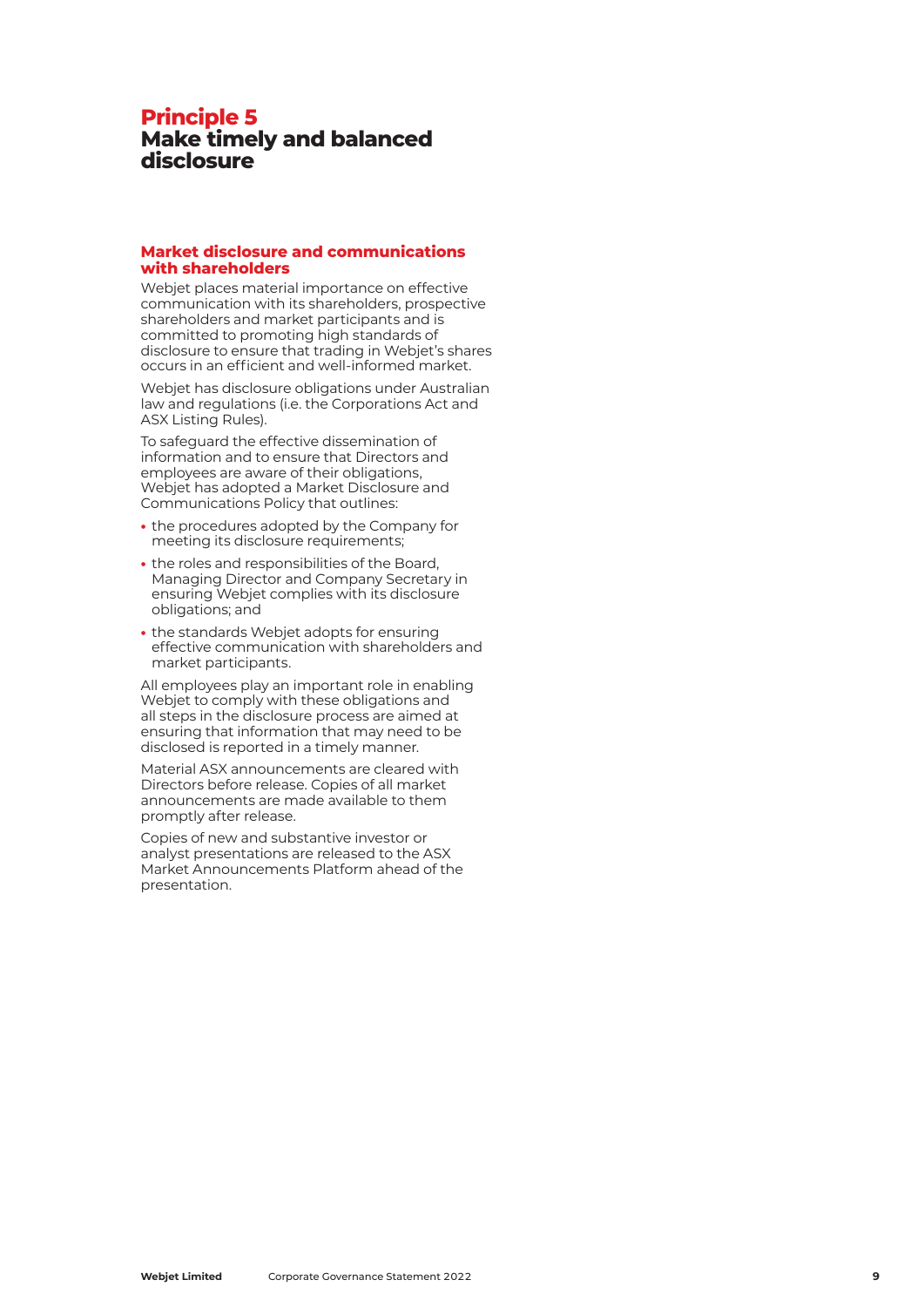# Principle 5
# Make timely and balanced disclosure

## Market disclosure and communications with shareholders

Webjet places material importance on effective communication with its shareholders, prospective shareholders and market participants and is committed to promoting high standards of disclosure to ensure that trading in Webjet's shares occurs in an efficient and well-informed market.

Webjet has disclosure obligations under Australian law and regulations (i.e. the Corporations Act and ASX Listing Rules).

To safeguard the effective dissemination of information and to ensure that Directors and employees are aware of their obligations, Webjet has adopted a Market Disclosure and Communications Policy that outlines:

- the procedures adopted by the Company for meeting its disclosure requirements;
- the roles and responsibilities of the Board, Managing Director and Company Secretary in ensuring Webjet complies with its disclosure obligations; and
- the standards Webjet adopts for ensuring effective communication with shareholders and market participants.

All employees play an important role in enabling Webjet to comply with these obligations and all steps in the disclosure process are aimed at ensuring that information that may need to be disclosed is reported in a timely manner.

Material ASX announcements are cleared with Directors before release. Copies of all market announcements are made available to them promptly after release.

Copies of new and substantive investor or analyst presentations are released to the ASX Market Announcements Platform ahead of the presentation.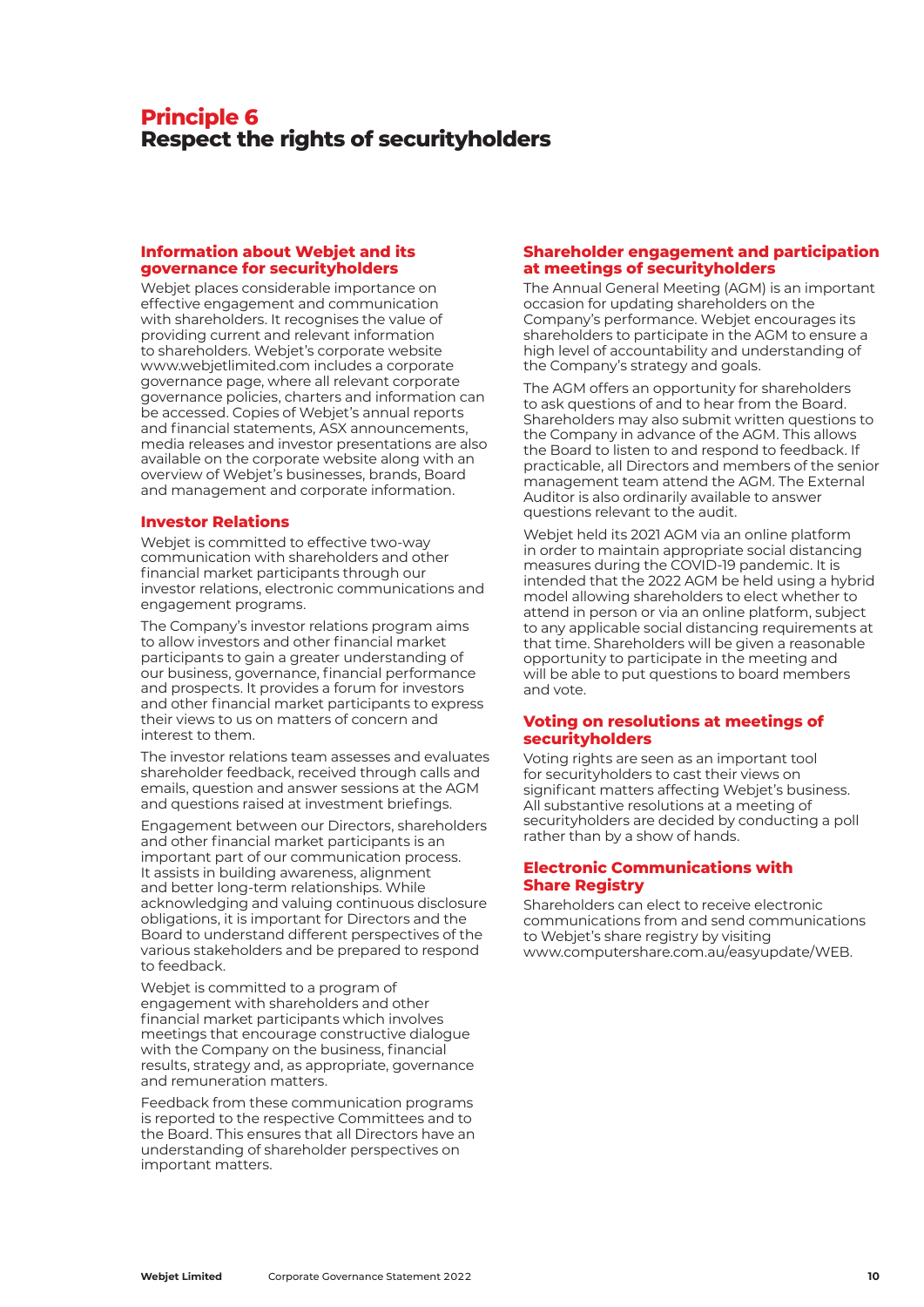# Principle 6
# Respect the rights of securityholders

## Information about Webjet and its governance for securityholders

Webjet places considerable importance on effective engagement and communication with shareholders. It recognises the value of providing current and relevant information to shareholders. Webjet's corporate website www.webjetlimited.com includes a corporate governance page, where all relevant corporate governance policies, charters and information can be accessed. Copies of Webjet's annual reports and financial statements, ASX announcements, media releases and investor presentations are also available on the corporate website along with an overview of Webjet's businesses, brands, Board and management and corporate information.

## Investor Relations

Webjet is committed to effective two-way communication with shareholders and other financial market participants through our investor relations, electronic communications and engagement programs.

The Company's investor relations program aims to allow investors and other financial market participants to gain a greater understanding of our business, governance, financial performance and prospects. It provides a forum for investors and other financial market participants to express their views to us on matters of concern and interest to them.

The investor relations team assesses and evaluates shareholder feedback, received through calls and emails, question and answer sessions at the AGM and questions raised at investment briefings.

Engagement between our Directors, shareholders and other financial market participants is an important part of our communication process. It assists in building awareness, alignment and better long-term relationships. While acknowledging and valuing continuous disclosure obligations, it is important for Directors and the Board to understand different perspectives of the various stakeholders and be prepared to respond to feedback.

Webjet is committed to a program of engagement with shareholders and other financial market participants which involves meetings that encourage constructive dialogue with the Company on the business, financial results, strategy and, as appropriate, governance and remuneration matters.

Feedback from these communication programs is reported to the respective Committees and to the Board. This ensures that all Directors have an understanding of shareholder perspectives on important matters.

## Shareholder engagement and participation at meetings of securityholders

The Annual General Meeting (AGM) is an important occasion for updating shareholders on the Company's performance. Webjet encourages its shareholders to participate in the AGM to ensure a high level of accountability and understanding of the Company's strategy and goals.

The AGM offers an opportunity for shareholders to ask questions of and to hear from the Board. Shareholders may also submit written questions to the Company in advance of the AGM. This allows the Board to listen to and respond to feedback. If practicable, all Directors and members of the senior management team attend the AGM. The External Auditor is also ordinarily available to answer questions relevant to the audit.

Webjet held its 2021 AGM via an online platform in order to maintain appropriate social distancing measures during the COVID-19 pandemic. It is intended that the 2022 AGM be held using a hybrid model allowing shareholders to elect whether to attend in person or via an online platform, subject to any applicable social distancing requirements at that time. Shareholders will be given a reasonable opportunity to participate in the meeting and will be able to put questions to board members and vote.

## Voting on resolutions at meetings of securityholders

Voting rights are seen as an important tool for securityholders to cast their views on significant matters affecting Webjet's business. All substantive resolutions at a meeting of securityholders are decided by conducting a poll rather than by a show of hands.

## Electronic Communications with Share Registry

Shareholders can elect to receive electronic communications from and send communications to Webjet's share registry by visiting www.computershare.com.au/easyupdate/WEB.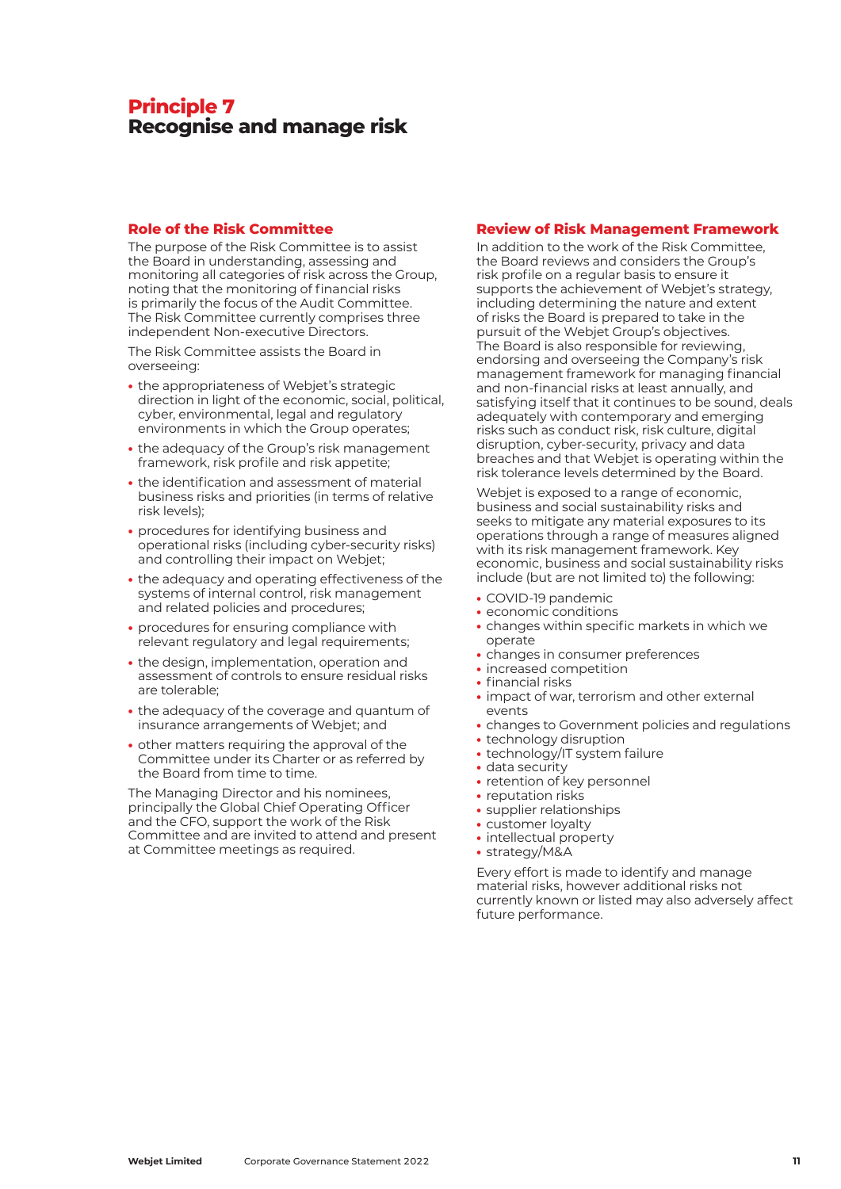# Principle 7
# Recognise and manage risk

## Role of the Risk Committee

The purpose of the Risk Committee is to assist the Board in understanding, assessing and monitoring all categories of risk across the Group, noting that the monitoring of financial risks is primarily the focus of the Audit Committee. The Risk Committee currently comprises three independent Non-executive Directors.

The Risk Committee assists the Board in overseeing:

- the appropriateness of Webjet's strategic direction in light of the economic, social, political, cyber, environmental, legal and regulatory environments in which the Group operates;
- the adequacy of the Group's risk management framework, risk profile and risk appetite;
- the identification and assessment of material business risks and priorities (in terms of relative risk levels);
- procedures for identifying business and operational risks (including cyber-security risks) and controlling their impact on Webjet;
- the adequacy and operating effectiveness of the systems of internal control, risk management and related policies and procedures;
- procedures for ensuring compliance with relevant regulatory and legal requirements;
- the design, implementation, operation and assessment of controls to ensure residual risks are tolerable;
- the adequacy of the coverage and quantum of insurance arrangements of Webjet; and
- other matters requiring the approval of the Committee under its Charter or as referred by the Board from time to time.

The Managing Director and his nominees, principally the Global Chief Operating Officer and the CFO, support the work of the Risk Committee and are invited to attend and present at Committee meetings as required.

## Review of Risk Management Framework

In addition to the work of the Risk Committee, the Board reviews and considers the Group's risk profile on a regular basis to ensure it supports the achievement of Webjet's strategy, including determining the nature and extent of risks the Board is prepared to take in the pursuit of the Webjet Group's objectives. The Board is also responsible for reviewing, endorsing and overseeing the Company's risk management framework for managing financial and non-financial risks at least annually, and satisfying itself that it continues to be sound, deals adequately with contemporary and emerging risks such as conduct risk, risk culture, digital disruption, cyber-security, privacy and data breaches and that Webjet is operating within the risk tolerance levels determined by the Board.

Webjet is exposed to a range of economic, business and social sustainability risks and seeks to mitigate any material exposures to its operations through a range of measures aligned with its risk management framework. Key economic, business and social sustainability risks include (but are not limited to) the following:

- COVID-19 pandemic
- economic conditions
- changes within specific markets in which we operate
- changes in consumer preferences
- increased competition
- financial risks
- impact of war, terrorism and other external events
- changes to Government policies and regulations
- technology disruption
- technology/IT system failure
- data security
- retention of key personnel
- reputation risks
- supplier relationships
- customer loyalty
- intellectual property
- strategy/M&A

Every effort is made to identify and manage material risks, however additional risks not currently known or listed may also adversely affect future performance.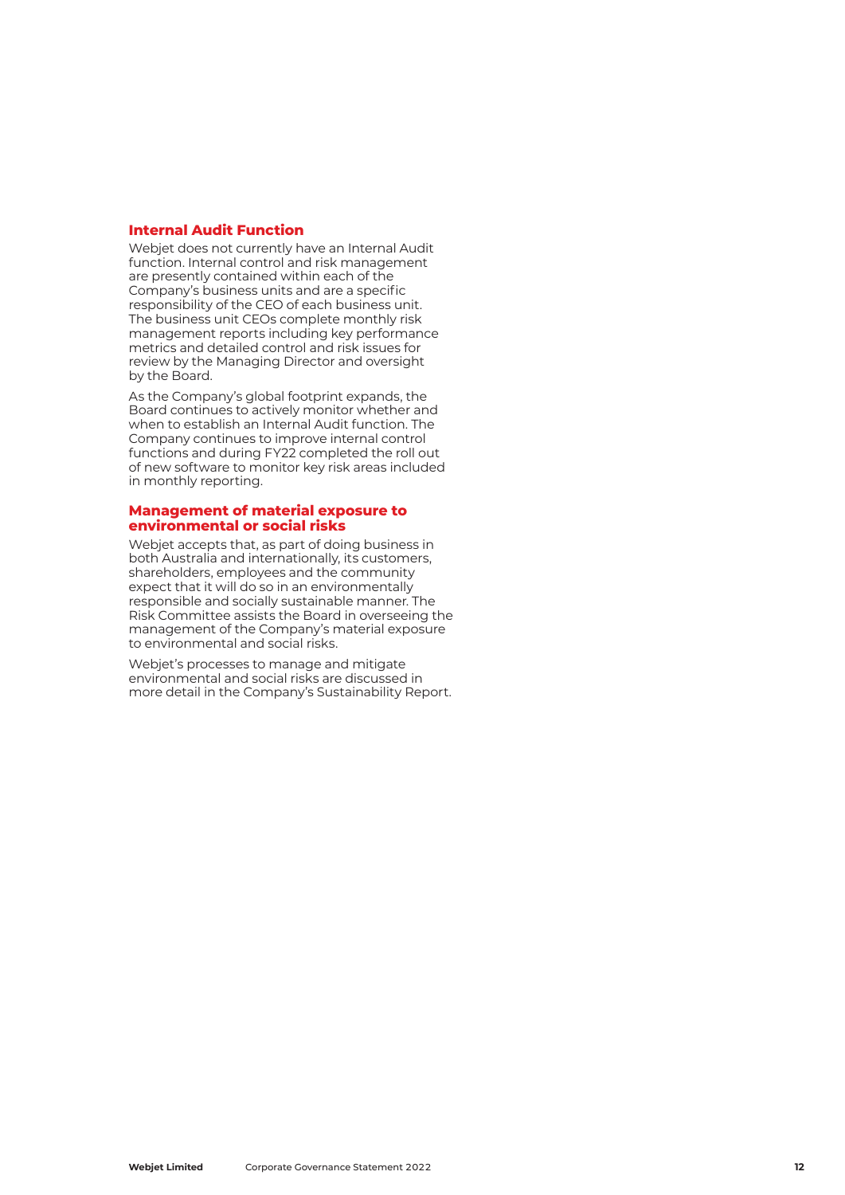### Internal Audit Function

Webjet does not currently have an Internal Audit function. Internal control and risk management are presently contained within each of the Company's business units and are a specific responsibility of the CEO of each business unit. The business unit CEOs complete monthly risk management reports including key performance metrics and detailed control and risk issues for review by the Managing Director and oversight by the Board.

As the Company's global footprint expands, the Board continues to actively monitor whether and when to establish an Internal Audit function. The Company continues to improve internal control functions and during FY22 completed the roll out of new software to monitor key risk areas included in monthly reporting.

### Management of material exposure to environmental or social risks

Webjet accepts that, as part of doing business in both Australia and internationally, its customers, shareholders, employees and the community expect that it will do so in an environmentally responsible and socially sustainable manner. The Risk Committee assists the Board in overseeing the management of the Company's material exposure to environmental and social risks.

Webjet's processes to manage and mitigate environmental and social risks are discussed in more detail in the Company's Sustainability Report.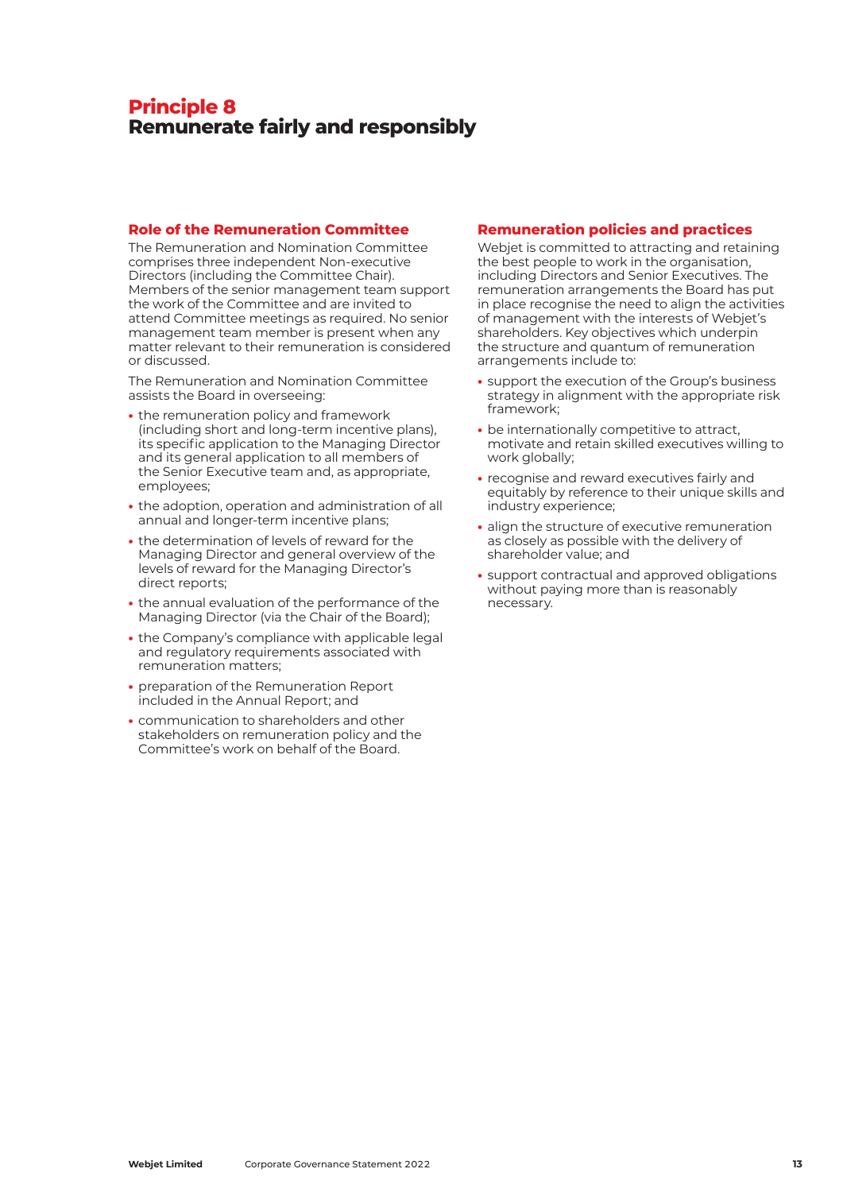# Principle 8
## Remunerate fairly and responsibly

### Role of the Remuneration Committee

The Remuneration and Nomination Committee comprises three independent Non-executive Directors (including the Committee Chair). Members of the senior management team support the work of the Committee and are invited to attend Committee meetings as required. No senior management team member is present when any matter relevant to their remuneration is considered or discussed.

The Remuneration and Nomination Committee assists the Board in overseeing:

- the remuneration policy and framework (including short and long-term incentive plans), its specific application to the Managing Director and its general application to all members of the Senior Executive team and, as appropriate, employees;
- the adoption, operation and administration of all annual and longer-term incentive plans;
- the determination of levels of reward for the Managing Director and general overview of the levels of reward for the Managing Director's direct reports;
- the annual evaluation of the performance of the Managing Director (via the Chair of the Board);
- the Company's compliance with applicable legal and regulatory requirements associated with remuneration matters;
- preparation of the Remuneration Report included in the Annual Report; and
- communication to shareholders and other stakeholders on remuneration policy and the Committee's work on behalf of the Board.

### Remuneration policies and practices

Webjet is committed to attracting and retaining the best people to work in the organisation, including Directors and Senior Executives. The remuneration arrangements the Board has put in place recognise the need to align the activities of management with the interests of Webjet's shareholders. Key objectives which underpin the structure and quantum of remuneration arrangements include to:

- support the execution of the Group's business strategy in alignment with the appropriate risk framework;
- be internationally competitive to attract, motivate and retain skilled executives willing to work globally;
- recognise and reward executives fairly and equitably by reference to their unique skills and industry experience;
- align the structure of executive remuneration as closely as possible with the delivery of shareholder value; and
- support contractual and approved obligations without paying more than is reasonably necessary.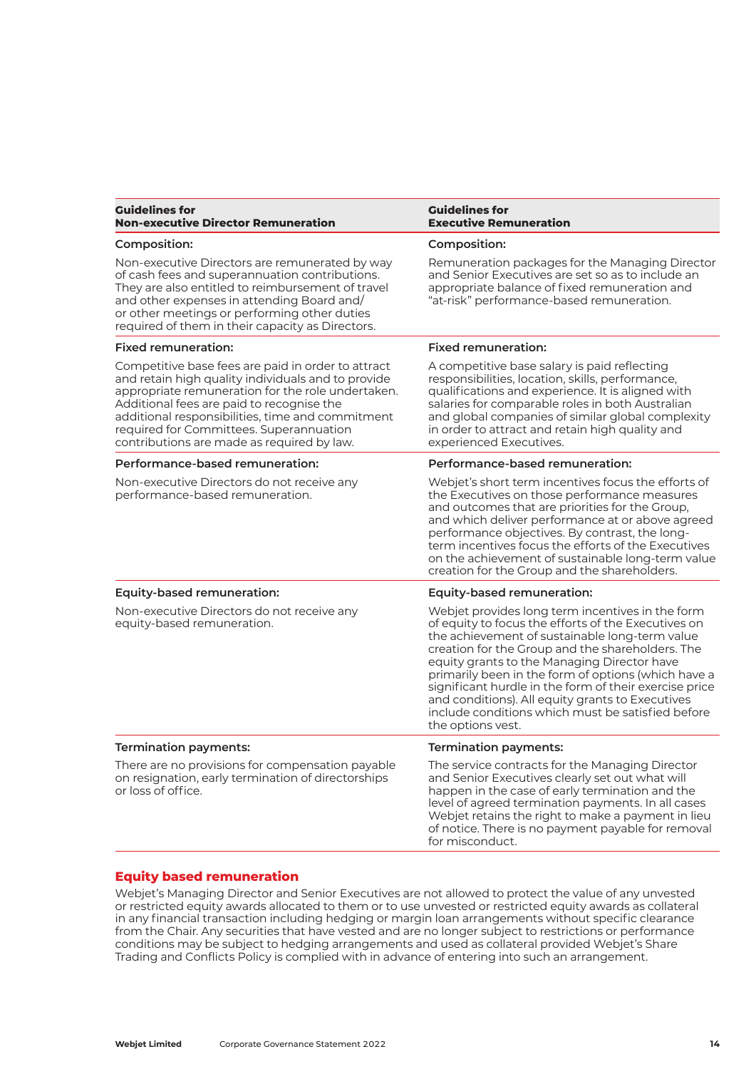| Guidelines for Non-executive Director Remuneration | Guidelines for Executive Remuneration |
|---|---|
| **Composition:** | **Composition:** |
| Non-executive Directors are remunerated by way of cash fees and superannuation contributions. They are also entitled to reimbursement of travel and other expenses in attending Board and/or other meetings or performing other duties required of them in their capacity as Directors. | Remuneration packages for the Managing Director and Senior Executives are set so as to include an appropriate balance of fixed remuneration and "at-risk" performance-based remuneration. |
| **Fixed remuneration:** | **Fixed remuneration:** |
| Competitive base fees are paid in order to attract and retain high quality individuals and to provide appropriate remuneration for the role undertaken. Additional fees are paid to recognise the additional responsibilities, time and commitment required for Committees. Superannuation contributions are made as required by law. | A competitive base salary is paid reflecting responsibilities, location, skills, performance, qualifications and experience. It is aligned with salaries for comparable roles in both Australian and global companies of similar global complexity in order to attract and retain high quality and experienced Executives. |
| **Performance-based remuneration:** | **Performance-based remuneration:** |
| Non-executive Directors do not receive any performance-based remuneration. | Webjet's short term incentives focus the efforts of the Executives on those performance measures and outcomes that are priorities for the Group, and which deliver performance at or above agreed performance objectives. By contrast, the long-term incentives focus the efforts of the Executives on the achievement of sustainable long-term value creation for the Group and the shareholders. |
| **Equity-based remuneration:** | **Equity-based remuneration:** |
| Non-executive Directors do not receive any equity-based remuneration. | Webjet provides long term incentives in the form of equity to focus the efforts of the Executives on the achievement of sustainable long-term value creation for the Group and the shareholders. The equity grants to the Managing Director have primarily been in the form of options (which have a significant hurdle in the form of their exercise price and conditions). All equity grants to Executives include conditions which must be satisfied before the options vest. |
| **Termination payments:** | **Termination payments:** |
| There are no provisions for compensation payable on resignation, early termination of directorships or loss of office. | The service contracts for the Managing Director and Senior Executives clearly set out what will happen in the case of early termination and the level of agreed termination payments. In all cases Webjet retains the right to make a payment in lieu of notice. There is no payment payable for removal for misconduct. |

## Equity based remuneration

Webjet's Managing Director and Senior Executives are not allowed to protect the value of any unvested or restricted equity awards allocated to them or to use unvested or restricted equity awards as collateral in any financial transaction including hedging or margin loan arrangements without specific clearance from the Chair. Any securities that have vested and are no longer subject to restrictions or performance conditions may be subject to hedging arrangements and used as collateral provided Webjet's Share Trading and Conflicts Policy is complied with in advance of entering into such an arrangement.